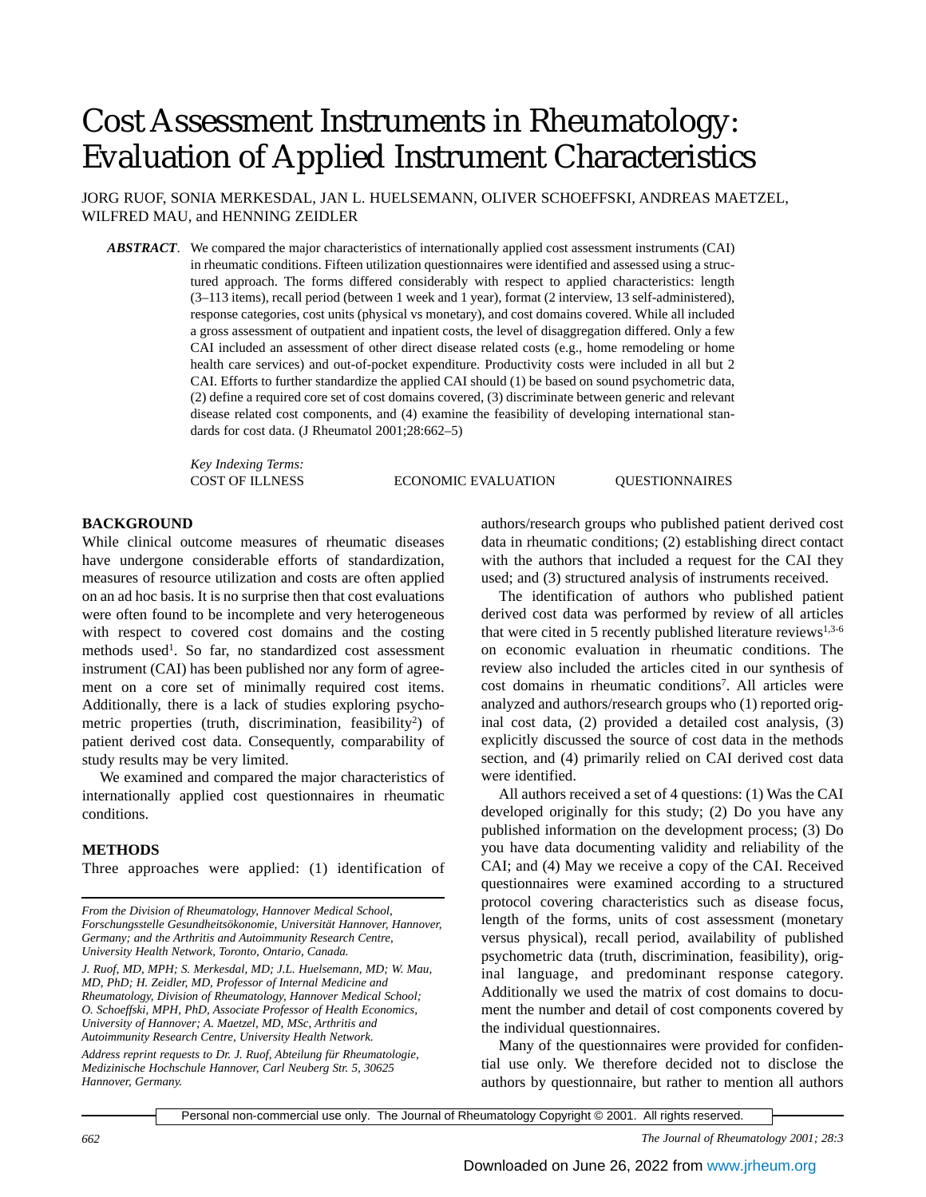# Cost Assessment Instruments in Rheumatology: Evaluation of Applied Instrument Characteristics

JORG RUOF, SONIA MERKESDAL, JAN L. HUELSEMANN, OLIVER SCHOEFFSKI, ANDREAS MAETZEL, WILFRED MAU, and HENNING ZEIDLER

***ABSTRACT***. We compared the major characteristics of internationally applied cost assessment instruments (CAI) in rheumatic conditions. Fifteen utilization questionnaires were identified and assessed using a structured approach. The forms differed considerably with respect to applied characteristics: length (3–113 items), recall period (between 1 week and 1 year), format (2 interview, 13 self-administered), response categories, cost units (physical vs monetary), and cost domains covered. While all included a gross assessment of outpatient and inpatient costs, the level of disaggregation differed. Only a few CAI included an assessment of other direct disease related costs (e.g., home remodeling or home health care services) and out-of-pocket expenditure. Productivity costs were included in all but 2 CAI. Efforts to further standardize the applied CAI should (1) be based on sound psychometric data, (2) define a required core set of cost domains covered, (3) discriminate between generic and relevant disease related cost components, and (4) examine the feasibility of developing international standards for cost data. (J Rheumatol 2001;28:662–5)

*Key Indexing Terms:*
COST OF ILLNESS ECONOMIC EVALUATION QUESTIONNAIRES

## BACKGROUND

While clinical outcome measures of rheumatic diseases have undergone considerable efforts of standardization, measures of resource utilization and costs are often applied on an ad hoc basis. It is no surprise then that cost evaluations were often found to be incomplete and very heterogeneous with respect to covered cost domains and the costing methods used[1]. So far, no standardized cost assessment instrument (CAI) has been published nor any form of agreement on a core set of minimally required cost items. Additionally, there is a lack of studies exploring psychometric properties (truth, discrimination, feasibility[2]) of patient derived cost data. Consequently, comparability of study results may be very limited.

We examined and compared the major characteristics of internationally applied cost questionnaires in rheumatic conditions.

## METHODS

Three approaches were applied: (1) identification of authors/research groups who published patient derived cost data in rheumatic conditions; (2) establishing direct contact with the authors that included a request for the CAI they used; and (3) structured analysis of instruments received.

The identification of authors who published patient derived cost data was performed by review of all articles that were cited in 5 recently published literature reviews[1,3-6] on economic evaluation in rheumatic conditions. The review also included the articles cited in our synthesis of cost domains in rheumatic conditions[7]. All articles were analyzed and authors/research groups who (1) reported original cost data, (2) provided a detailed cost analysis, (3) explicitly discussed the source of cost data in the methods section, and (4) primarily relied on CAI derived cost data were identified.

All authors received a set of 4 questions: (1) Was the CAI developed originally for this study; (2) Do you have any published information on the development process; (3) Do you have data documenting validity and reliability of the CAI; and (4) May we receive a copy of the CAI. Received questionnaires were examined according to a structured protocol covering characteristics such as disease focus, length of the forms, units of cost assessment (monetary versus physical), recall period, availability of published psychometric data (truth, discrimination, feasibility), original language, and predominant response category. Additionally we used the matrix of cost domains to document the number and detail of cost components covered by the individual questionnaires.

Many of the questionnaires were provided for confidential use only. We therefore decided not to disclose the authors by questionnaire, but rather to mention all authors

*From the Division of Rheumatology, Hannover Medical School, Forschungsstelle Gesundheitsökonomie, Universität Hannover, Hannover, Germany; and the Arthritis and Autoimmunity Research Centre, University Health Network, Toronto, Ontario, Canada.*

*J. Ruof, MD, MPH; S. Merkesdal, MD; J.L. Huelsemann, MD; W. Mau, MD, PhD; H. Zeidler, MD, Professor of Internal Medicine and Rheumatology, Division of Rheumatology, Hannover Medical School; O. Schoeffski, MPH, PhD, Associate Professor of Health Economics, University of Hannover; A. Maetzel, MD, MSc, Arthritis and Autoimmunity Research Centre, University Health Network.*

*Address reprint requests to Dr. J. Ruof, Abteilung für Rheumatologie, Medizinische Hochschule Hannover, Carl Neuberg Str. 5, 30625 Hannover, Germany.*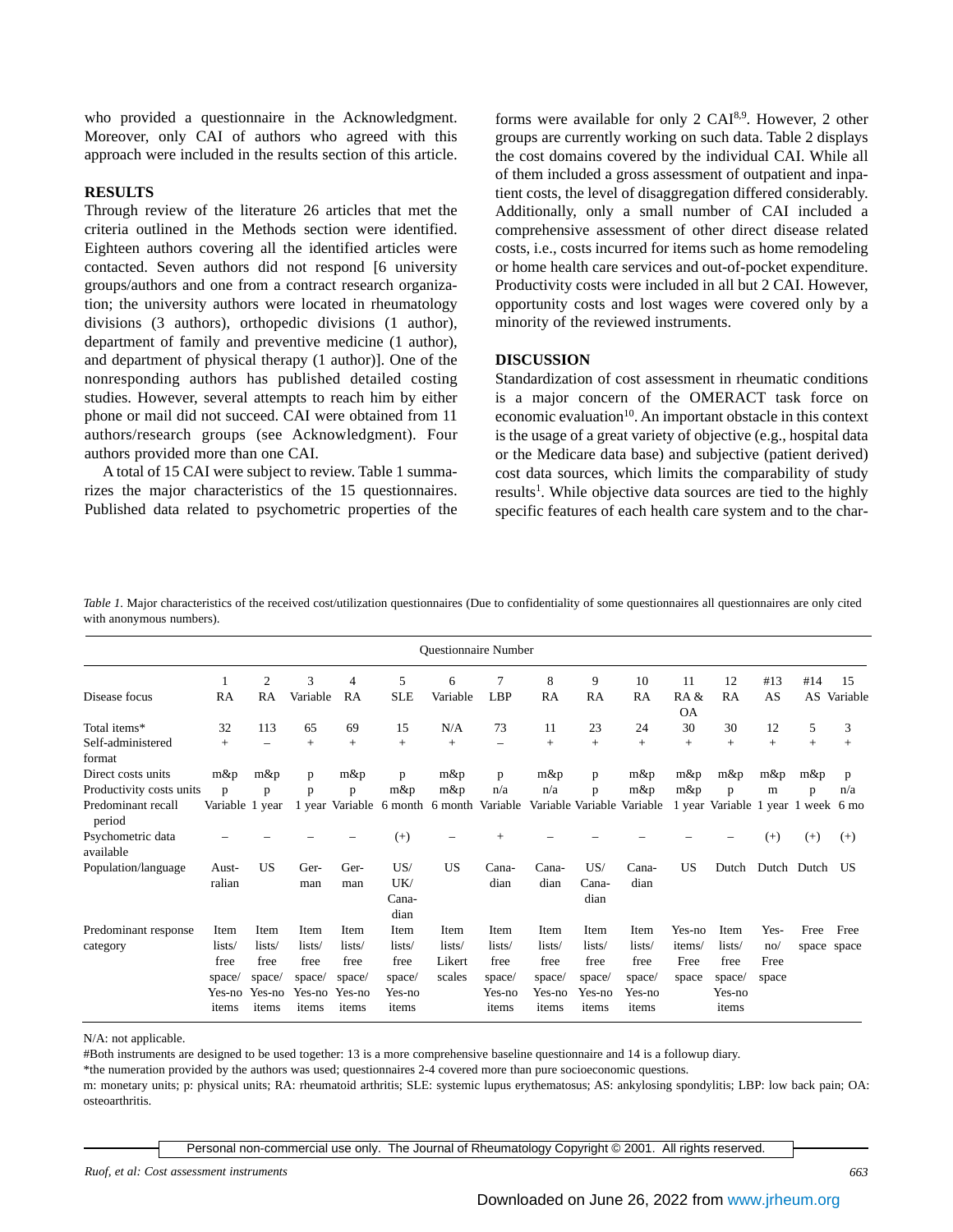who provided a questionnaire in the Acknowledgment. Moreover, only CAI of authors who agreed with this approach were included in the results section of this article.

## RESULTS

Through review of the literature 26 articles that met the criteria outlined in the Methods section were identified. Eighteen authors covering all the identified articles were contacted. Seven authors did not respond [6 university groups/authors and one from a contract research organization; the university authors were located in rheumatology divisions (3 authors), orthopedic divisions (1 author), department of family and preventive medicine (1 author), and department of physical therapy (1 author)]. One of the nonresponding authors has published detailed costing studies. However, several attempts to reach him by either phone or mail did not succeed. CAI were obtained from 11 authors/research groups (see Acknowledgment). Four authors provided more than one CAI.

A total of 15 CAI were subject to review. Table 1 summarizes the major characteristics of the 15 questionnaires. Published data related to psychometric properties of the forms were available for only 2 CAI[8,9]. However, 2 other groups are currently working on such data. Table 2 displays the cost domains covered by the individual CAI. While all of them included a gross assessment of outpatient and inpatient costs, the level of disaggregation differed considerably. Additionally, only a small number of CAI included a comprehensive assessment of other direct disease related costs, i.e., costs incurred for items such as home remodeling or home health care services and out-of-pocket expenditure. Productivity costs were included in all but 2 CAI. However, opportunity costs and lost wages were covered only by a minority of the reviewed instruments.

## DISCUSSION

Standardization of cost assessment in rheumatic conditions is a major concern of the OMERACT task force on economic evaluation[10]. An important obstacle in this context is the usage of a great variety of objective (e.g., hospital data or the Medicare data base) and subjective (patient derived) cost data sources, which limits the comparability of study results[1]. While objective data sources are tied to the highly specific features of each health care system and to the char-

*Table 1.* Major characteristics of the received cost/utilization questionnaires (Due to confidentiality of some questionnaires all questionnaires are only cited with anonymous numbers).

| | Questionnaire Number | | | | | | | | | | | | | | |
|---|---|---|---|---|---|---|---|---|---|---|---|---|---|---|---|
| | 1 | 2 | 3 | 4 | 5 | 6 | 7 | 8 | 9 | 10 | 11 | 12 | #13 | #14 | 15 |
| Disease focus | RA | RA | Variable | RA | SLE | Variable | LBP | RA | RA | RA | RA & OA | RA | AS | AS | Variable |
| Total items* | 32 | 113 | 65 | 69 | 15 | N/A | 73 | 11 | 23 | 24 | 30 | 30 | 12 | 5 | 3 |
| Self-administered format | + | – | + | + | + | + | – | + | + | + | + | + | + | + | + |
| Direct costs units | m&p | m&p | p | m&p | p | m&p | p | m&p | p | m&p | m&p | m&p | m&p | m&p | p |
| Productivity costs units | p | p | p | p | m&p | m&p | n/a | n/a | p | m&p | m&p | p | m | p | n/a |
| Predominant recall period | Variable | 1 year | 1 year | Variable | 6 month | 6 month | Variable | Variable | Variable | Variable | 1 year | Variable | 1 year | 1 week | 6 mo |
| Psychometric data available | – | – | – | – | (+) | – | + | – | – | – | – | – | (+) | (+) | (+) |
| Population/language | Australian | US | German | German | US/ UK/ Canadian | US | Canadian | Canadian | US/ Canadian | Canadian | US | Dutch | Dutch | Dutch | US |
| Predominant response category | Item lists/ free space/ Yes-no items | Item lists/ free space/ Yes-no items | Item lists/ free space/ Yes-no items | Item lists/ free space/ Yes-no items | Item lists/ free space/ Yes-no items | Item lists/ Likert scales | Item lists/ free space/ Yes-no items | Item lists/ free space/ Yes-no items | Item lists/ free space/ Yes-no items | Item lists/ free space/ Yes-no items | Yes-no items/ Free space | Item lists/ free space/ Yes-no items | Yes-no/ Free space | Free space | Free space |

N/A: not applicable.

#Both instruments are designed to be used together: 13 is a more comprehensive baseline questionnaire and 14 is a followup diary.

*the numeration provided by the authors was used; questionnaires 2-4 covered more than pure socioeconomic questions.

m: monetary units; p: physical units; RA: rheumatoid arthritis; SLE: systemic lupus erythematosus; AS: ankylosing spondylitis; LBP: low back pain; OA: osteoarthritis.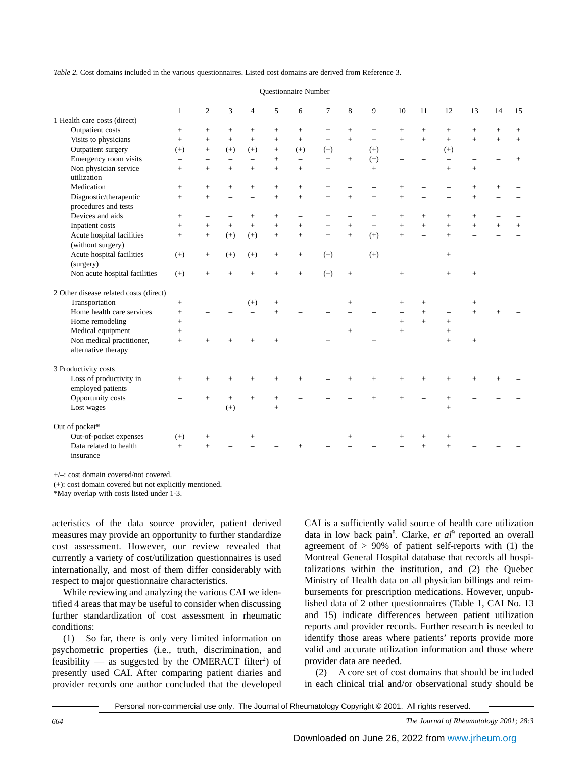*Table 2.* Cost domains included in the various questionnaires. Listed cost domains are derived from Reference 3.

| | Questionnaire Number | | | | | | | | | | | | | | |
|---|---|---|---|---|---|---|---|---|---|---|---|---|---|---|---|
| | 1 | 2 | 3 | 4 | 5 | 6 | 7 | 8 | 9 | 10 | 11 | 12 | 13 | 14 | 15 |
| 1 Health care costs (direct) | | | | | | | | | | | | | | | |
| Outpatient costs | + | + | + | + | + | + | + | + | + | + | + | + | + | + | + |
| Visits to physicians | + | + | + | + | + | + | + | + | + | + | + | + | + | + | + |
| Outpatient surgery | (+) | + | (+) | (+) | + | (+) | (+) | – | (+) | – | – | (+) | – | – | – |
| Emergency room visits | – | – | – | – | + | – | + | + | (+) | – | – | – | – | – | + |
| Non physician service utilization | + | + | + | + | + | + | + | – | + | – | – | + | + | – | – |
| Medication | + | + | + | + | + | + | + | – | – | + | – | – | + | + | – |
| Diagnostic/therapeutic procedures and tests | + | + | – | – | + | + | + | + | + | + | – | – | + | – | – |
| Devices and aids | + | – | – | + | + | – | + | – | + | + | + | + | + | – | – |
| Inpatient costs | + | + | + | + | + | + | + | + | + | + | + | + | + | + | + |
| Acute hospital facilities (without surgery) | + | + | (+) | (+) | + | + | + | + | (+) | + | – | + | – | – | – |
| Acute hospital facilities (surgery) | (+) | + | (+) | (+) | + | + | (+) | – | (+) | – | – | + | – | – | – |
| Non acute hospital facilities | (+) | + | + | + | + | + | (+) | + | – | + | – | + | + | – | – |
| 2 Other disease related costs (direct) | | | | | | | | | | | | | | | |
| Transportation | + | – | – | (+) | + | – | – | + | – | + | + | – | + | – | – |
| Home health care services | + | – | – | – | + | – | – | – | – | – | + | – | + | + | – |
| Home remodeling | + | – | – | – | – | – | – | – | – | + | + | + | – | – | – |
| Medical equipment | + | – | – | – | – | – | – | + | – | + | – | + | – | – | – |
| Non medical practitioner, alternative therapy | + | + | + | + | + | – | + | – | + | – | – | + | + | – | – |
| 3 Productivity costs | | | | | | | | | | | | | | | |
| Loss of productivity in employed patients | + | + | + | + | + | + | – | + | + | + | + | + | + | + | – |
| Opportunity costs | – | + | + | + | + | – | – | – | + | + | – | + | – | – | – |
| Lost wages | – | – | (+) | – | + | – | – | – | – | – | – | + | – | – | – |
| Out of pocket* | | | | | | | | | | | | | | | |
| Out-of-pocket expenses | (+) | + | – | + | – | – | – | + | – | + | + | + | – | – | – |
| Data related to health insurance | + | + | – | – | – | + | – | – | – | – | + | + | – | – | – |

+/–: cost domain covered/not covered.
(+): cost domain covered but not explicitly mentioned.
*May overlap with costs listed under 1-3.

acteristics of the data source provider, patient derived measures may provide an opportunity to further standardize cost assessment. However, our review revealed that currently a variety of cost/utilization questionnaires is used internationally, and most of them differ considerably with respect to major questionnaire characteristics.

While reviewing and analyzing the various CAI we identified 4 areas that may be useful to consider when discussing further standardization of cost assessment in rheumatic conditions:

(1) So far, there is only very limited information on psychometric properties (i.e., truth, discrimination, and feasibility — as suggested by the OMERACT filter[2]) of presently used CAI. After comparing patient diaries and provider records one author concluded that the developed CAI is a sufficiently valid source of health care utilization data in low back pain[8]. Clarke, *et al*[9] reported an overall agreement of > 90% of patient self-reports with (1) the Montreal General Hospital database that records all hospitalizations within the institution, and (2) the Quebec Ministry of Health data on all physician billings and reimbursements for prescription medications. However, unpublished data of 2 other questionnaires (Table 1, CAI No. 13 and 15) indicate differences between patient utilization reports and provider records. Further research is needed to identify those areas where patients' reports provide more valid and accurate utilization information and those where provider data are needed.

(2) A core set of cost domains that should be included in each clinical trial and/or observational study should be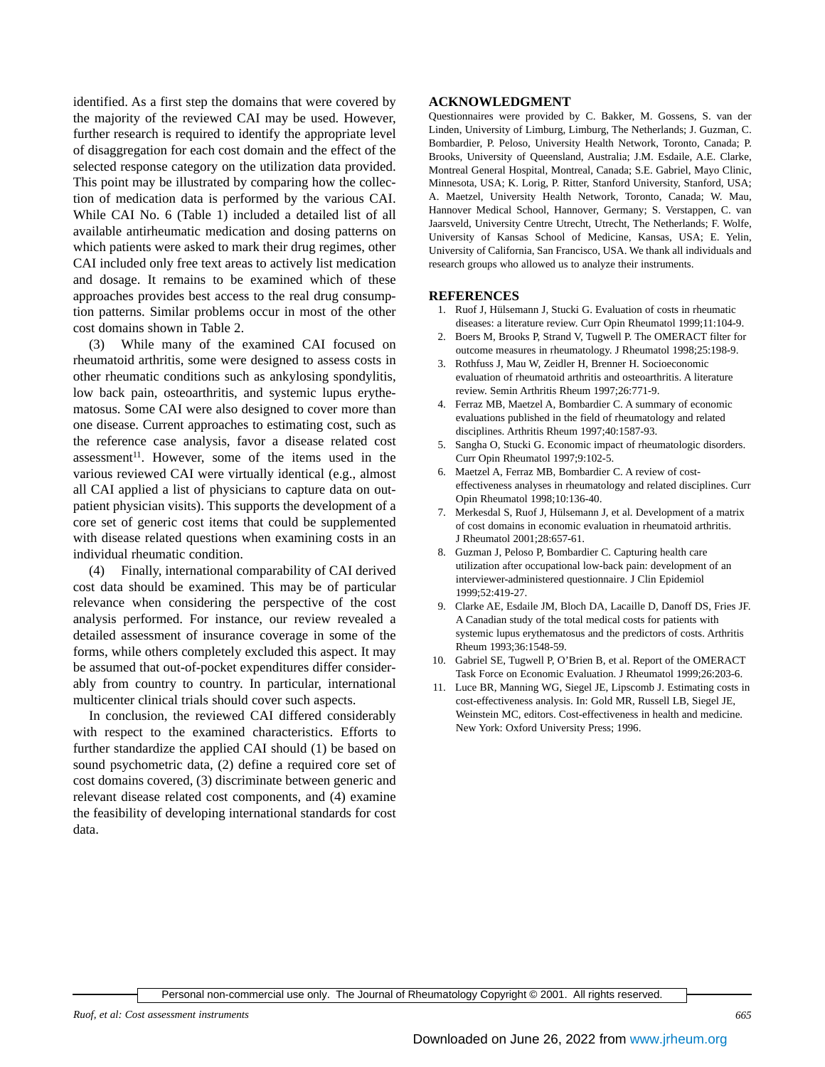identified. As a first step the domains that were covered by the majority of the reviewed CAI may be used. However, further research is required to identify the appropriate level of disaggregation for each cost domain and the effect of the selected response category on the utilization data provided. This point may be illustrated by comparing how the collection of medication data is performed by the various CAI. While CAI No. 6 (Table 1) included a detailed list of all available antirheumatic medication and dosing patterns on which patients were asked to mark their drug regimes, other CAI included only free text areas to actively list medication and dosage. It remains to be examined which of these approaches provides best access to the real drug consumption patterns. Similar problems occur in most of the other cost domains shown in Table 2.

(3) While many of the examined CAI focused on rheumatoid arthritis, some were designed to assess costs in other rheumatic conditions such as ankylosing spondylitis, low back pain, osteoarthritis, and systemic lupus erythematosus. Some CAI were also designed to cover more than one disease. Current approaches to estimating cost, such as the reference case analysis, favor a disease related cost assessment[11]. However, some of the items used in the various reviewed CAI were virtually identical (e.g., almost all CAI applied a list of physicians to capture data on outpatient physician visits). This supports the development of a core set of generic cost items that could be supplemented with disease related questions when examining costs in an individual rheumatic condition.

(4) Finally, international comparability of CAI derived cost data should be examined. This may be of particular relevance when considering the perspective of the cost analysis performed. For instance, our review revealed a detailed assessment of insurance coverage in some of the forms, while others completely excluded this aspect. It may be assumed that out-of-pocket expenditures differ considerably from country to country. In particular, international multicenter clinical trials should cover such aspects.

In conclusion, the reviewed CAI differed considerably with respect to the examined characteristics. Efforts to further standardize the applied CAI should (1) be based on sound psychometric data, (2) define a required core set of cost domains covered, (3) discriminate between generic and relevant disease related cost components, and (4) examine the feasibility of developing international standards for cost data.

## ACKNOWLEDGMENT

Questionnaires were provided by C. Bakker, M. Gossens, S. van der Linden, University of Limburg, Limburg, The Netherlands; J. Guzman, C. Bombardier, P. Peloso, University Health Network, Toronto, Canada; P. Brooks, University of Queensland, Australia; J.M. Esdaile, A.E. Clarke, Montreal General Hospital, Montreal, Canada; S.E. Gabriel, Mayo Clinic, Minnesota, USA; K. Lorig, P. Ritter, Stanford University, Stanford, USA; A. Maetzel, University Health Network, Toronto, Canada; W. Mau, Hannover Medical School, Hannover, Germany; S. Verstappen, C. van Jaarsveld, University Centre Utrecht, Utrecht, The Netherlands; F. Wolfe, University of Kansas School of Medicine, Kansas, USA; E. Yelin, University of California, San Francisco, USA. We thank all individuals and research groups who allowed us to analyze their instruments.

## REFERENCES

1. Ruof J, Hülsemann J, Stucki G. Evaluation of costs in rheumatic diseases: a literature review. Curr Opin Rheumatol 1999;11:104-9.
2. Boers M, Brooks P, Strand V, Tugwell P. The OMERACT filter for outcome measures in rheumatology. J Rheumatol 1998;25:198-9.
3. Rothfuss J, Mau W, Zeidler H, Brenner H. Socioeconomic evaluation of rheumatoid arthritis and osteoarthritis. A literature review. Semin Arthritis Rheum 1997;26:771-9.
4. Ferraz MB, Maetzel A, Bombardier C. A summary of economic evaluations published in the field of rheumatology and related disciplines. Arthritis Rheum 1997;40:1587-93.
5. Sangha O, Stucki G. Economic impact of rheumatologic disorders. Curr Opin Rheumatol 1997;9:102-5.
6. Maetzel A, Ferraz MB, Bombardier C. A review of cost-effectiveness analyses in rheumatology and related disciplines. Curr Opin Rheumatol 1998;10:136-40.
7. Merkesdal S, Ruof J, Hülsemann J, et al. Development of a matrix of cost domains in economic evaluation in rheumatoid arthritis. J Rheumatol 2001;28:657-61.
8. Guzman J, Peloso P, Bombardier C. Capturing health care utilization after occupational low-back pain: development of an interviewer-administered questionnaire. J Clin Epidemiol 1999;52:419-27.
9. Clarke AE, Esdaile JM, Bloch DA, Lacaille D, Danoff DS, Fries JF. A Canadian study of the total medical costs for patients with systemic lupus erythematosus and the predictors of costs. Arthritis Rheum 1993;36:1548-59.
10. Gabriel SE, Tugwell P, O'Brien B, et al. Report of the OMERACT Task Force on Economic Evaluation. J Rheumatol 1999;26:203-6.
11. Luce BR, Manning WG, Siegel JE, Lipscomb J. Estimating costs in cost-effectiveness analysis. In: Gold MR, Russell LB, Siegel JE, Weinstein MC, editors. Cost-effectiveness in health and medicine. New York: Oxford University Press; 1996.